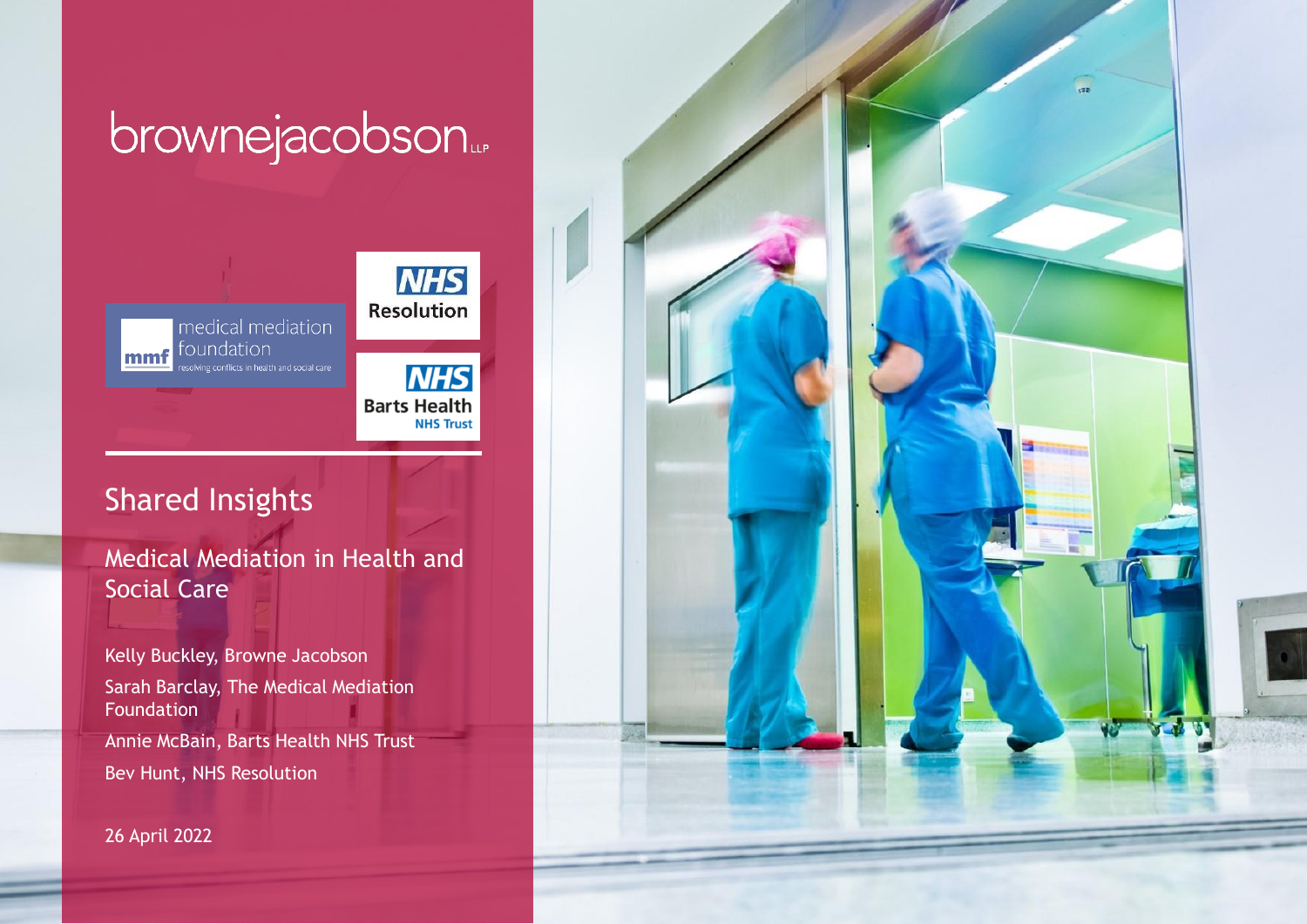browne jacobson LLP

medical mediation foundation
resolving conflicts in health and social care

NHS Resolution

NHS Barts Health NHS Trust

# Shared Insights

## Medical Mediation in Health and Social Care

Kelly Buckley, Browne Jacobson

Sarah Barclay, The Medical Mediation Foundation

Annie McBain, Barts Health NHS Trust

Bev Hunt, NHS Resolution

26 April 2022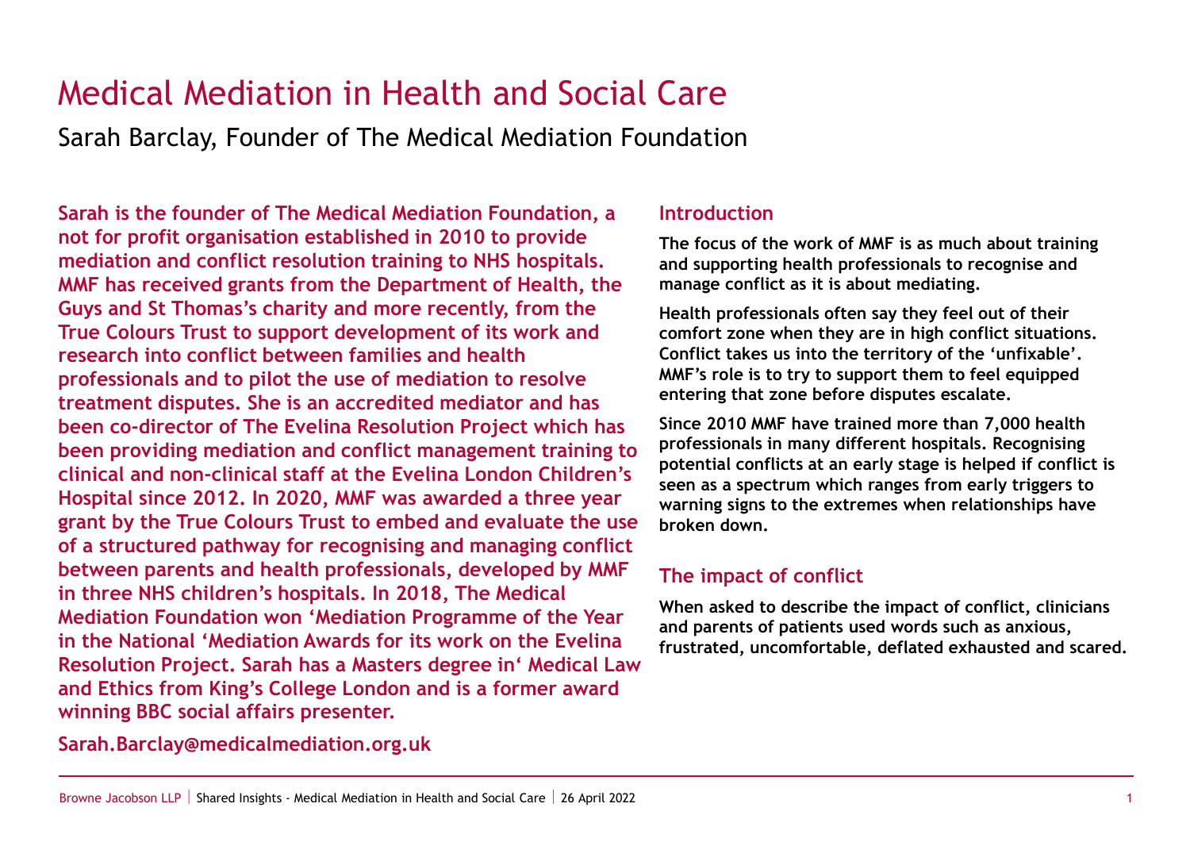# Medical Mediation in Health and Social Care

Sarah Barclay, Founder of The Medical Mediation Foundation

**Sarah is the founder of The Medical Mediation Foundation, a not for profit organisation established in 2010 to provide mediation and conflict resolution training to NHS hospitals. MMF has received grants from the Department of Health, the Guys and St Thomas's charity and more recently, from the True Colours Trust to support development of its work and research into conflict between families and health professionals and to pilot the use of mediation to resolve treatment disputes. She is an accredited mediator and has been co-director of The Evelina Resolution Project which has been providing mediation and conflict management training to clinical and non-clinical staff at the Evelina London Children's Hospital since 2012. In 2020, MMF was awarded a three year grant by the True Colours Trust to embed and evaluate the use of a structured pathway for recognising and managing conflict between parents and health professionals, developed by MMF in three NHS children's hospitals. In 2018, The Medical Mediation Foundation won 'Mediation Programme of the Year in the National 'Mediation Awards for its work on the Evelina Resolution Project. Sarah has a Masters degree in' Medical Law and Ethics from King's College London and is a former award winning BBC social affairs presenter.**

**Sarah.Barclay@medicalmediation.org.uk**

## Introduction

**The focus of the work of MMF is as much about training and supporting health professionals to recognise and manage conflict as it is about mediating.**

**Health professionals often say they feel out of their comfort zone when they are in high conflict situations. Conflict takes us into the territory of the 'unfixable'. MMF's role is to try to support them to feel equipped entering that zone before disputes escalate.**

**Since 2010 MMF have trained more than 7,000 health professionals in many different hospitals. Recognising potential conflicts at an early stage is helped if conflict is seen as a spectrum which ranges from early triggers to warning signs to the extremes when relationships have broken down.**

## The impact of conflict

**When asked to describe the impact of conflict, clinicians and parents of patients used words such as anxious, frustrated, uncomfortable, deflated exhausted and scared.**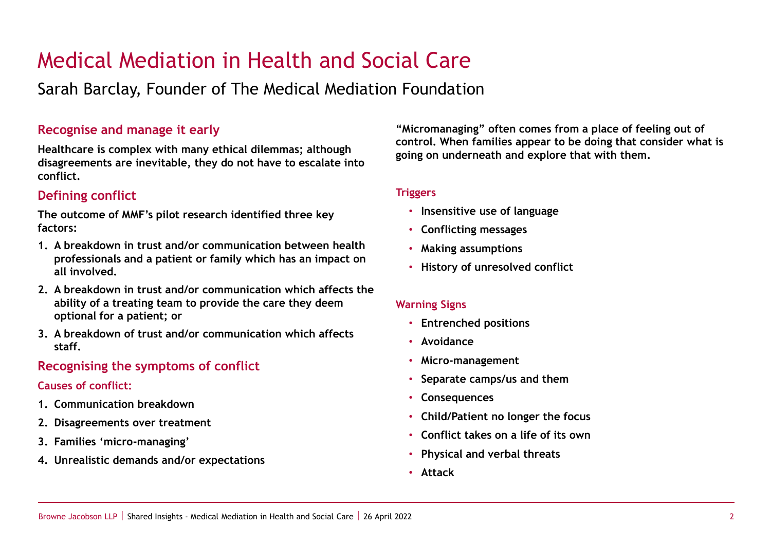# Medical Mediation in Health and Social Care

Sarah Barclay, Founder of The Medical Mediation Foundation

## Recognise and manage it early

**Healthcare is complex with many ethical dilemmas; although disagreements are inevitable, they do not have to escalate into conflict.**

## Defining conflict

**The outcome of MMF's pilot research identified three key factors:**

1. **A breakdown in trust and/or communication between health professionals and a patient or family which has an impact on all involved.**
2. **A breakdown in trust and/or communication which affects the ability of a treating team to provide the care they deem optional for a patient; or**
3. **A breakdown of trust and/or communication which affects staff.**

## Recognising the symptoms of conflict

### Causes of conflict:

1. **Communication breakdown**
2. **Disagreements over treatment**
3. **Families 'micro-managing'**
4. **Unrealistic demands and/or expectations**

**"Micromanaging" often comes from a place of feeling out of control. When families appear to be doing that consider what is going on underneath and explore that with them.**

### Triggers

- **Insensitive use of language**
- **Conflicting messages**
- **Making assumptions**
- **History of unresolved conflict**

### Warning Signs

- **Entrenched positions**
- **Avoidance**
- **Micro-management**
- **Separate camps/us and them**
- **Consequences**
- **Child/Patient no longer the focus**
- **Conflict takes on a life of its own**
- **Physical and verbal threats**
- **Attack**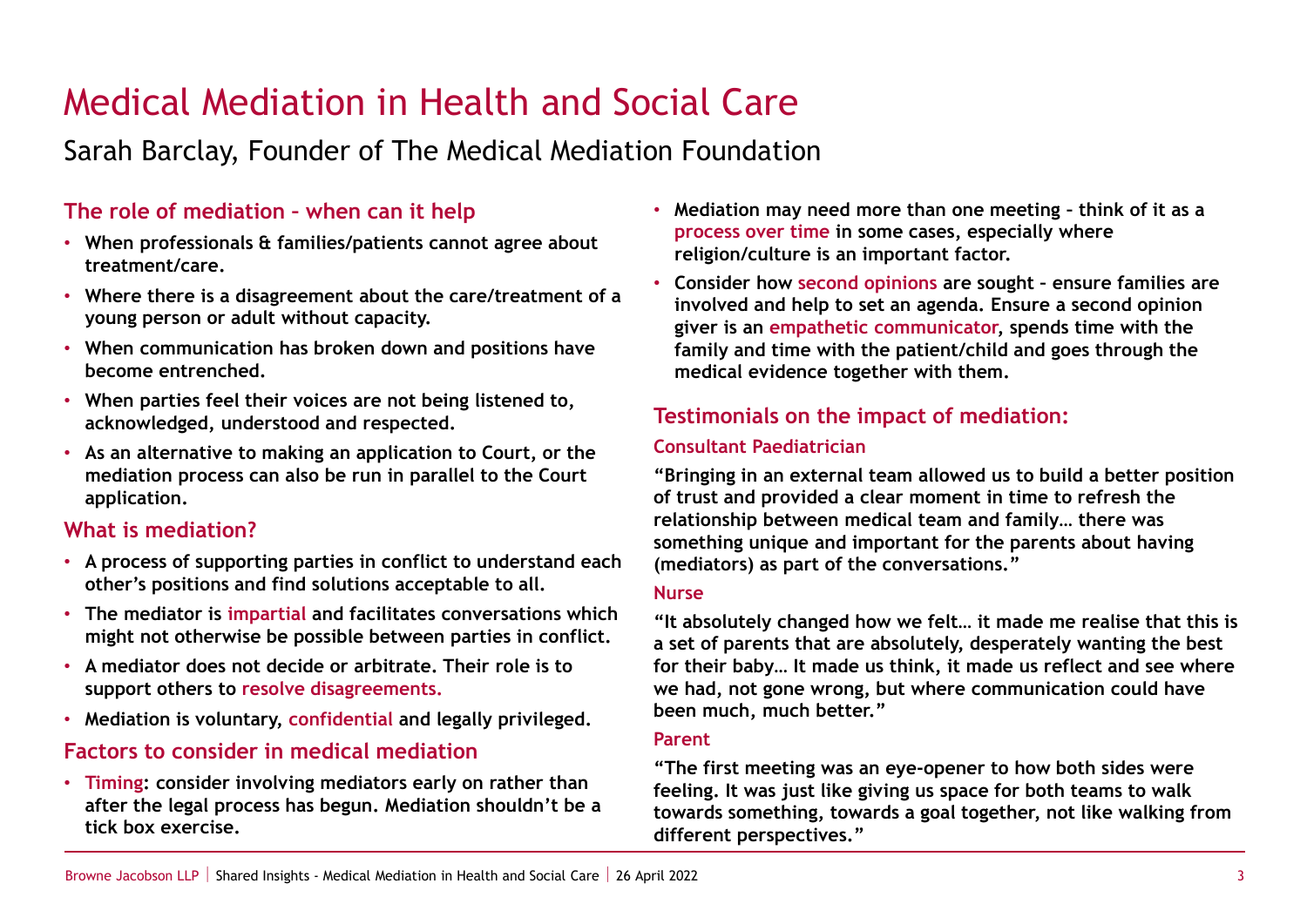# Medical Mediation in Health and Social Care

## Sarah Barclay, Founder of The Medical Mediation Foundation

### The role of mediation – when can it help

- **When professionals & families/patients cannot agree about treatment/care.**
- **Where there is a disagreement about the care/treatment of a young person or adult without capacity.**
- **When communication has broken down and positions have become entrenched.**
- **When parties feel their voices are not being listened to, acknowledged, understood and respected.**
- **As an alternative to making an application to Court, or the mediation process can also be run in parallel to the Court application.**

### What is mediation?

- **A process of supporting parties in conflict to understand each other's positions and find solutions acceptable to all.**
- **The mediator is impartial and facilitates conversations which might not otherwise be possible between parties in conflict.**
- **A mediator does not decide or arbitrate. Their role is to support others to resolve disagreements.**
- **Mediation is voluntary, confidential and legally privileged.**

### Factors to consider in medical mediation

- **Timing: consider involving mediators early on rather than after the legal process has begun. Mediation shouldn't be a tick box exercise.**
- **Mediation may need more than one meeting – think of it as a process over time in some cases, especially where religion/culture is an important factor.**
- **Consider how second opinions are sought – ensure families are involved and help to set an agenda. Ensure a second opinion giver is an empathetic communicator, spends time with the family and time with the patient/child and goes through the medical evidence together with them.**

### Testimonials on the impact of mediation:

#### Consultant Paediatrician

**"Bringing in an external team allowed us to build a better position of trust and provided a clear moment in time to refresh the relationship between medical team and family… there was something unique and important for the parents about having (mediators) as part of the conversations."**

#### Nurse

**"It absolutely changed how we felt… it made me realise that this is a set of parents that are absolutely, desperately wanting the best for their baby… It made us think, it made us reflect and see where we had, not gone wrong, but where communication could have been much, much better."**

#### Parent

**"The first meeting was an eye-opener to how both sides were feeling. It was just like giving us space for both teams to walk towards something, towards a goal together, not like walking from different perspectives."**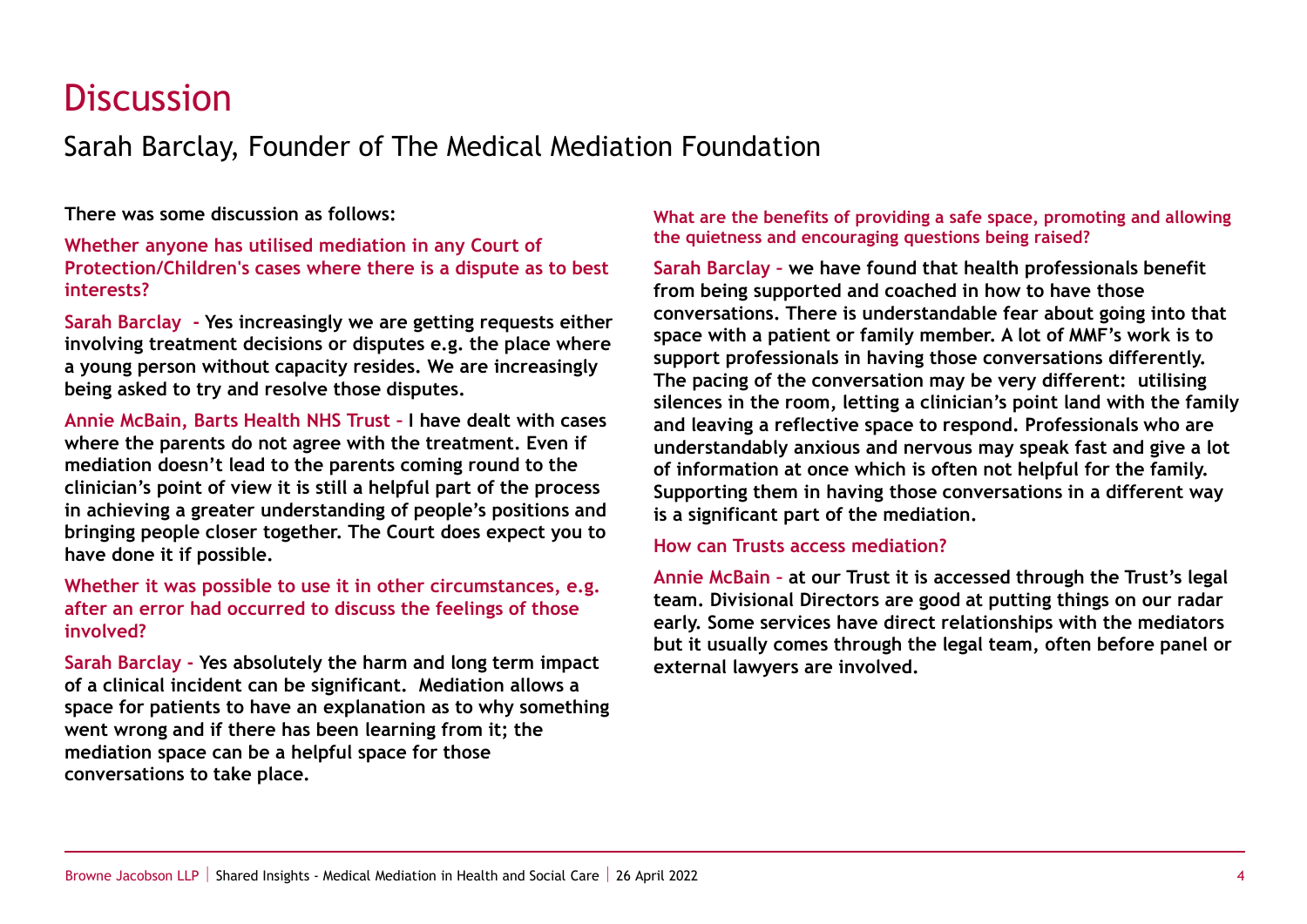# Discussion

## Sarah Barclay, Founder of The Medical Mediation Foundation

**There was some discussion as follows:**

**Whether anyone has utilised mediation in any Court of Protection/Children's cases where there is a dispute as to best interests?**

**Sarah Barclay - Yes increasingly we are getting requests either involving treatment decisions or disputes e.g. the place where a young person without capacity resides. We are increasingly being asked to try and resolve those disputes.**

**Annie McBain, Barts Health NHS Trust – I have dealt with cases where the parents do not agree with the treatment. Even if mediation doesn't lead to the parents coming round to the clinician's point of view it is still a helpful part of the process in achieving a greater understanding of people's positions and bringing people closer together. The Court does expect you to have done it if possible.**

**Whether it was possible to use it in other circumstances, e.g. after an error had occurred to discuss the feelings of those involved?**

**Sarah Barclay - Yes absolutely the harm and long term impact of a clinical incident can be significant. Mediation allows a space for patients to have an explanation as to why something went wrong and if there has been learning from it; the mediation space can be a helpful space for those conversations to take place.**

**What are the benefits of providing a safe space, promoting and allowing the quietness and encouraging questions being raised?**

**Sarah Barclay – we have found that health professionals benefit from being supported and coached in how to have those conversations. There is understandable fear about going into that space with a patient or family member. A lot of MMF's work is to support professionals in having those conversations differently. The pacing of the conversation may be very different: utilising silences in the room, letting a clinician's point land with the family and leaving a reflective space to respond. Professionals who are understandably anxious and nervous may speak fast and give a lot of information at once which is often not helpful for the family. Supporting them in having those conversations in a different way is a significant part of the mediation.**

**How can Trusts access mediation?**

**Annie McBain – at our Trust it is accessed through the Trust's legal team. Divisional Directors are good at putting things on our radar early. Some services have direct relationships with the mediators but it usually comes through the legal team, often before panel or external lawyers are involved.**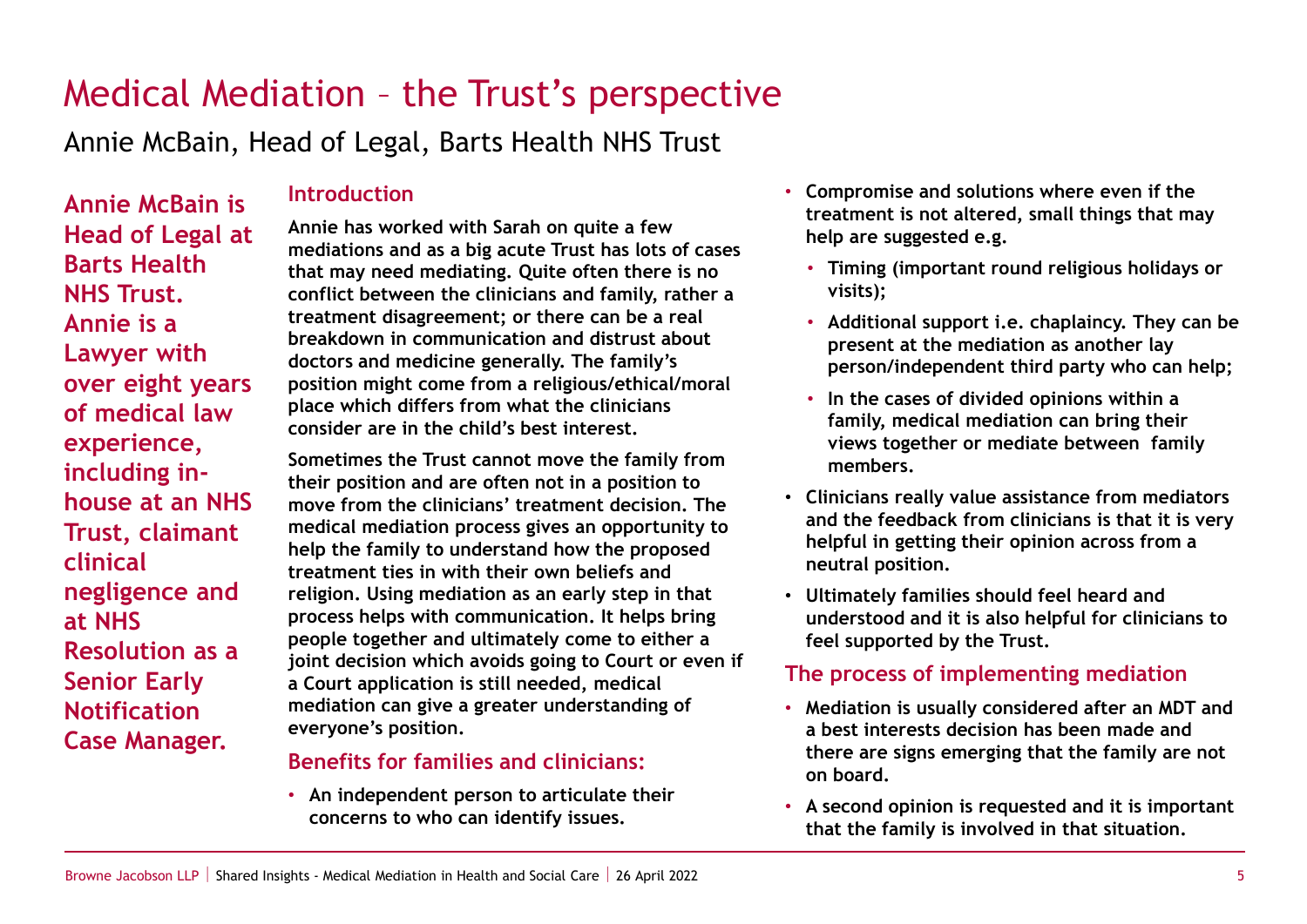# Medical Mediation – the Trust's perspective

Annie McBain, Head of Legal, Barts Health NHS Trust

**Annie McBain is Head of Legal at Barts Health NHS Trust. Annie is a Lawyer with over eight years of medical law experience, including in-house at an NHS Trust, claimant clinical negligence and at NHS Resolution as a Senior Early Notification Case Manager.**

## Introduction

Annie has worked with Sarah on quite a few mediations and as a big acute Trust has lots of cases that may need mediating. Quite often there is no conflict between the clinicians and family, rather a treatment disagreement; or there can be a real breakdown in communication and distrust about doctors and medicine generally. The family's position might come from a religious/ethical/moral place which differs from what the clinicians consider are in the child's best interest.

Sometimes the Trust cannot move the family from their position and are often not in a position to move from the clinicians' treatment decision. The medical mediation process gives an opportunity to help the family to understand how the proposed treatment ties in with their own beliefs and religion. Using mediation as an early step in that process helps with communication. It helps bring people together and ultimately come to either a joint decision which avoids going to Court or even if a Court application is still needed, medical mediation can give a greater understanding of everyone's position.

## Benefits for families and clinicians:

- An independent person to articulate their concerns to who can identify issues.
- Compromise and solutions where even if the treatment is not altered, small things that may help are suggested e.g.
  - Timing (important round religious holidays or visits);
  - Additional support i.e. chaplaincy. They can be present at the mediation as another lay person/independent third party who can help;
  - In the cases of divided opinions within a family, medical mediation can bring their views together or mediate between family members.
- Clinicians really value assistance from mediators and the feedback from clinicians is that it is very helpful in getting their opinion across from a neutral position.
- Ultimately families should feel heard and understood and it is also helpful for clinicians to feel supported by the Trust.

## The process of implementing mediation

- Mediation is usually considered after an MDT and a best interests decision has been made and there are signs emerging that the family are not on board.
- A second opinion is requested and it is important that the family is involved in that situation.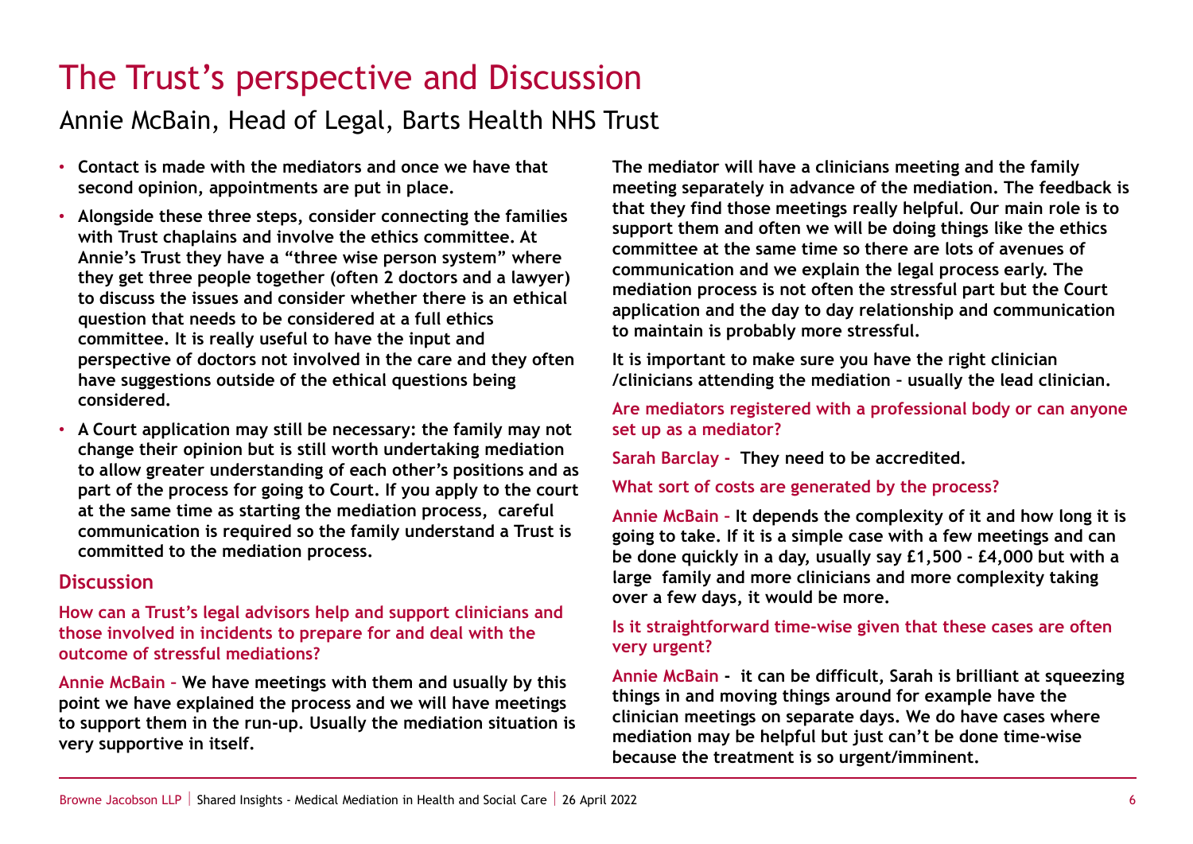# The Trust's perspective and Discussion

## Annie McBain, Head of Legal, Barts Health NHS Trust

- **Contact is made with the mediators and once we have that second opinion, appointments are put in place.**
- **Alongside these three steps, consider connecting the families with Trust chaplains and involve the ethics committee. At Annie's Trust they have a "three wise person system" where they get three people together (often 2 doctors and a lawyer) to discuss the issues and consider whether there is an ethical question that needs to be considered at a full ethics committee. It is really useful to have the input and perspective of doctors not involved in the care and they often have suggestions outside of the ethical questions being considered.**
- **A Court application may still be necessary: the family may not change their opinion but is still worth undertaking mediation to allow greater understanding of each other's positions and as part of the process for going to Court. If you apply to the court at the same time as starting the mediation process, careful communication is required so the family understand a Trust is committed to the mediation process.**

### Discussion

**How can a Trust's legal advisors help and support clinicians and those involved in incidents to prepare for and deal with the outcome of stressful mediations?**

**Annie McBain – We have meetings with them and usually by this point we have explained the process and we will have meetings to support them in the run-up. Usually the mediation situation is very supportive in itself.**

**The mediator will have a clinicians meeting and the family meeting separately in advance of the mediation. The feedback is that they find those meetings really helpful. Our main role is to support them and often we will be doing things like the ethics committee at the same time so there are lots of avenues of communication and we explain the legal process early. The mediation process is not often the stressful part but the Court application and the day to day relationship and communication to maintain is probably more stressful.**

**It is important to make sure you have the right clinician /clinicians attending the mediation – usually the lead clinician.**

**Are mediators registered with a professional body or can anyone set up as a mediator?**

**Sarah Barclay - They need to be accredited.**

**What sort of costs are generated by the process?**

**Annie McBain – It depends the complexity of it and how long it is going to take. If it is a simple case with a few meetings and can be done quickly in a day, usually say £1,500 - £4,000 but with a large family and more clinicians and more complexity taking over a few days, it would be more.**

**Is it straightforward time-wise given that these cases are often very urgent?**

**Annie McBain - it can be difficult, Sarah is brilliant at squeezing things in and moving things around for example have the clinician meetings on separate days. We do have cases where mediation may be helpful but just can't be done time-wise because the treatment is so urgent/imminent.**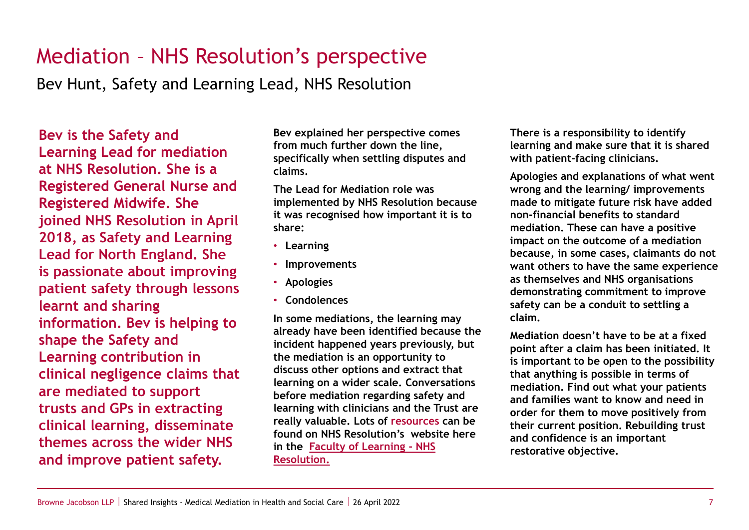# Mediation – NHS Resolution's perspective

Bev Hunt, Safety and Learning Lead, NHS Resolution

**Bev is the Safety and Learning Lead for mediation at NHS Resolution. She is a Registered General Nurse and Registered Midwife. She joined NHS Resolution in April 2018, as Safety and Learning Lead for North England. She is passionate about improving patient safety through lessons learnt and sharing information. Bev is helping to shape the Safety and Learning contribution in clinical negligence claims that are mediated to support trusts and GPs in extracting clinical learning, disseminate themes across the wider NHS and improve patient safety.**

**Bev explained her perspective comes from much further down the line, specifically when settling disputes and claims.**

**The Lead for Mediation role was implemented by NHS Resolution because it was recognised how important it is to share:**

- **Learning**
- **Improvements**
- **Apologies**
- **Condolences**

**In some mediations, the learning may already have been identified because the incident happened years previously, but the mediation is an opportunity to discuss other options and extract that learning on a wider scale. Conversations before mediation regarding safety and learning with clinicians and the Trust are really valuable. Lots of resources can be found on NHS Resolution's website here in the Faculty of Learning - NHS Resolution.**

**There is a responsibility to identify learning and make sure that it is shared with patient-facing clinicians.**

**Apologies and explanations of what went wrong and the learning/ improvements made to mitigate future risk have added non-financial benefits to standard mediation. These can have a positive impact on the outcome of a mediation because, in some cases, claimants do not want others to have the same experience as themselves and NHS organisations demonstrating commitment to improve safety can be a conduit to settling a claim.**

**Mediation doesn't have to be at a fixed point after a claim has been initiated. It is important to be open to the possibility that anything is possible in terms of mediation. Find out what your patients and families want to know and need in order for them to move positively from their current position. Rebuilding trust and confidence is an important restorative objective.**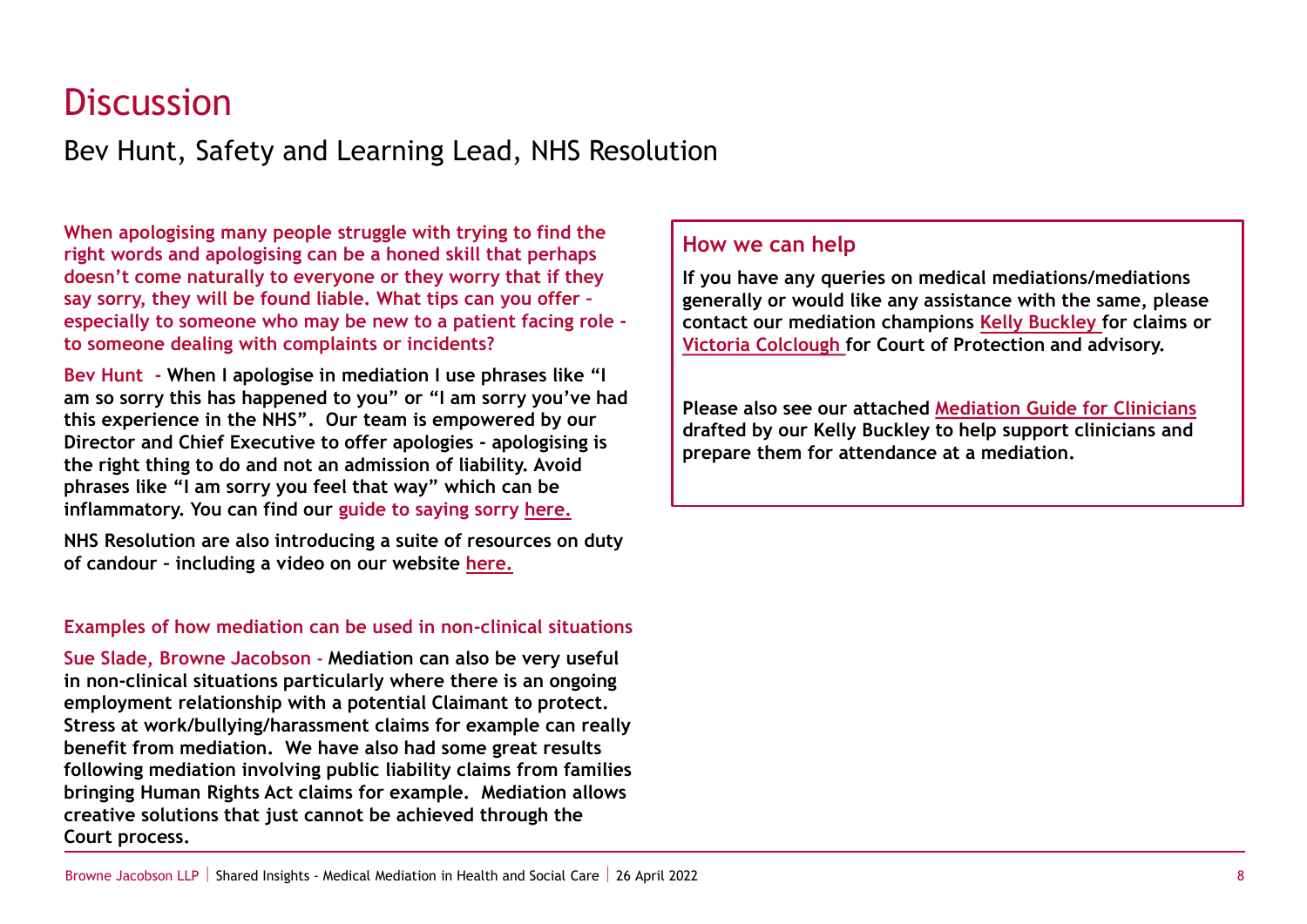# Discussion

## Bev Hunt, Safety and Learning Lead, NHS Resolution

**When apologising many people struggle with trying to find the right words and apologising can be a honed skill that perhaps doesn't come naturally to everyone or they worry that if they say sorry, they will be found liable. What tips can you offer – especially to someone who may be new to a patient facing role - to someone dealing with complaints or incidents?**

**Bev Hunt - When I apologise in mediation I use phrases like "I am so sorry this has happened to you" or "I am sorry you've had this experience in the NHS". Our team is empowered by our Director and Chief Executive to offer apologies - apologising is the right thing to do and not an admission of liability. Avoid phrases like "I am sorry you feel that way" which can be inflammatory. You can find our guide to saying sorry here.**

**NHS Resolution are also introducing a suite of resources on duty of candour – including a video on our website here.**

### Examples of how mediation can be used in non-clinical situations

**Sue Slade, Browne Jacobson - Mediation can also be very useful in non-clinical situations particularly where there is an ongoing employment relationship with a potential Claimant to protect. Stress at work/bullying/harassment claims for example can really benefit from mediation. We have also had some great results following mediation involving public liability claims from families bringing Human Rights Act claims for example. Mediation allows creative solutions that just cannot be achieved through the Court process.**

### How we can help

**If you have any queries on medical mediations/mediations generally or would like any assistance with the same, please contact our mediation champions Kelly Buckley for claims or Victoria Colclough for Court of Protection and advisory.**

**Please also see our attached Mediation Guide for Clinicians drafted by our Kelly Buckley to help support clinicians and prepare them for attendance at a mediation.**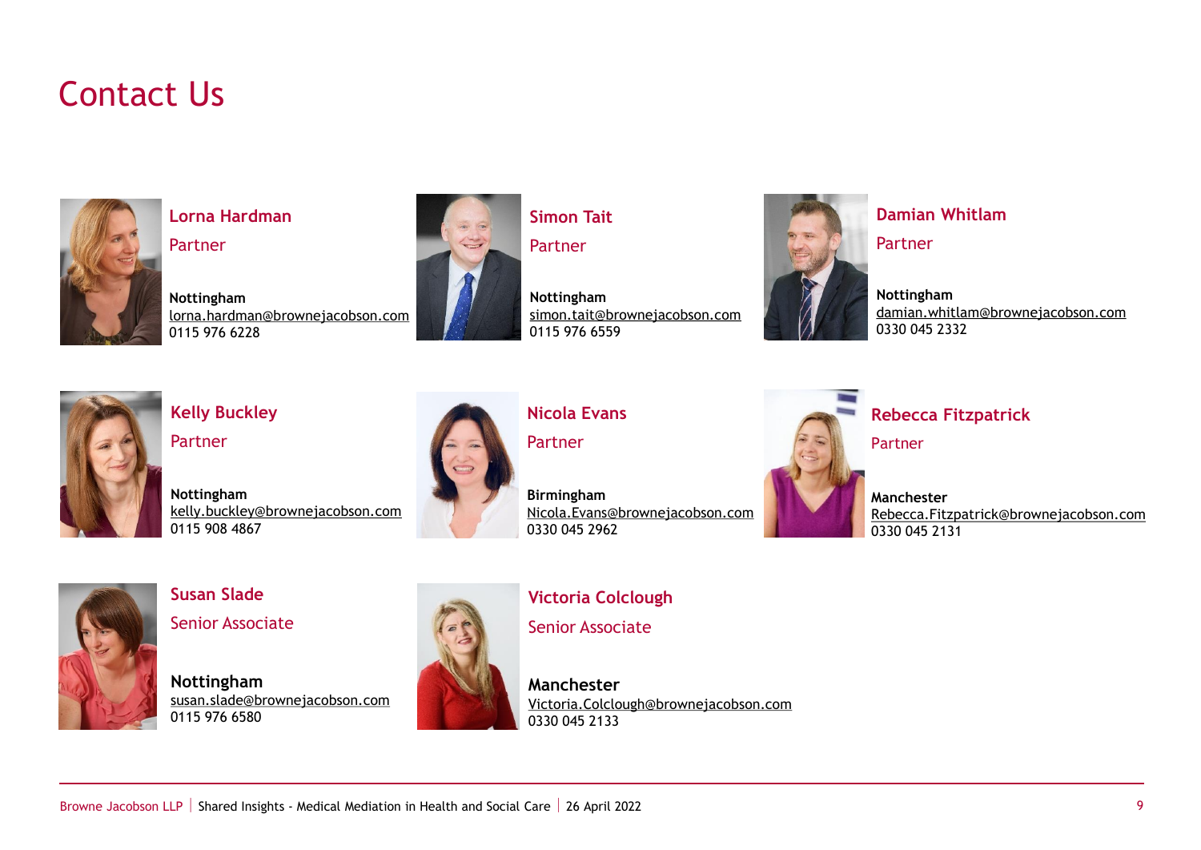# Contact Us

**Lorna Hardman**
Partner

**Nottingham**
lorna.hardman@brownejacobson.com
0115 976 6228

**Simon Tait**
Partner

**Nottingham**
simon.tait@brownejacobson.com
0115 976 6559

**Damian Whitlam**
Partner

**Nottingham**
damian.whitlam@brownejacobson.com
0330 045 2332

**Kelly Buckley**
Partner

**Nottingham**
kelly.buckley@brownejacobson.com
0115 908 4867

**Nicola Evans**
Partner

**Birmingham**
Nicola.Evans@brownejacobson.com
0330 045 2962

**Rebecca Fitzpatrick**
Partner

**Manchester**
Rebecca.Fitzpatrick@brownejacobson.com
0330 045 2131

**Susan Slade**
Senior Associate

**Nottingham**
susan.slade@brownejacobson.com
0115 976 6580

**Victoria Colclough**
Senior Associate

**Manchester**
Victoria.Colclough@brownejacobson.com
0330 045 2133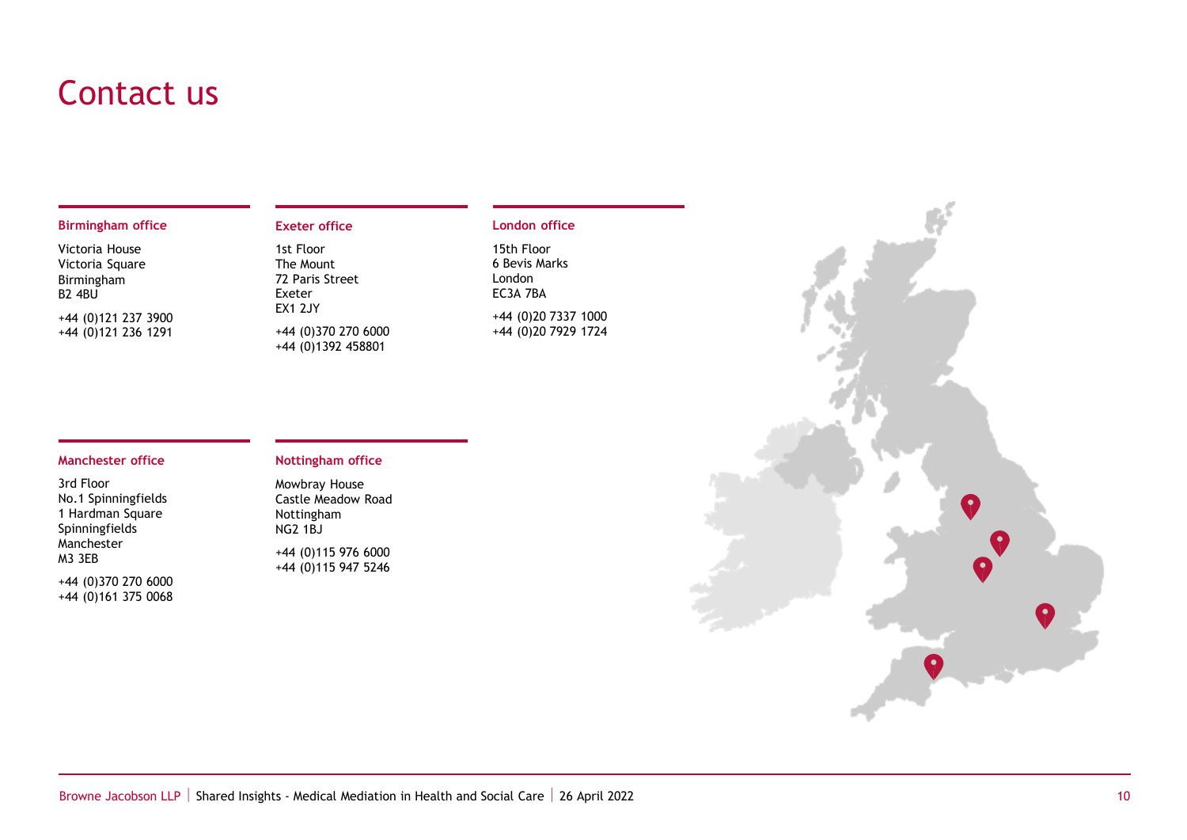# Contact us

### Birmingham office

Victoria House
Victoria Square
Birmingham
B2 4BU

+44 (0)121 237 3900
+44 (0)121 236 1291

### Exeter office

1st Floor
The Mount
72 Paris Street
Exeter
EX1 2JY

+44 (0)370 270 6000
+44 (0)1392 458801

### London office

15th Floor
6 Bevis Marks
London
EC3A 7BA

+44 (0)20 7337 1000
+44 (0)20 7929 1724

### Manchester office

3rd Floor
No.1 Spinningfields
1 Hardman Square
Spinningfields
Manchester
M3 3EB

+44 (0)370 270 6000
+44 (0)161 375 0068

### Nottingham office

Mowbray House
Castle Meadow Road
Nottingham
NG2 1BJ

+44 (0)115 976 6000
+44 (0)115 947 5246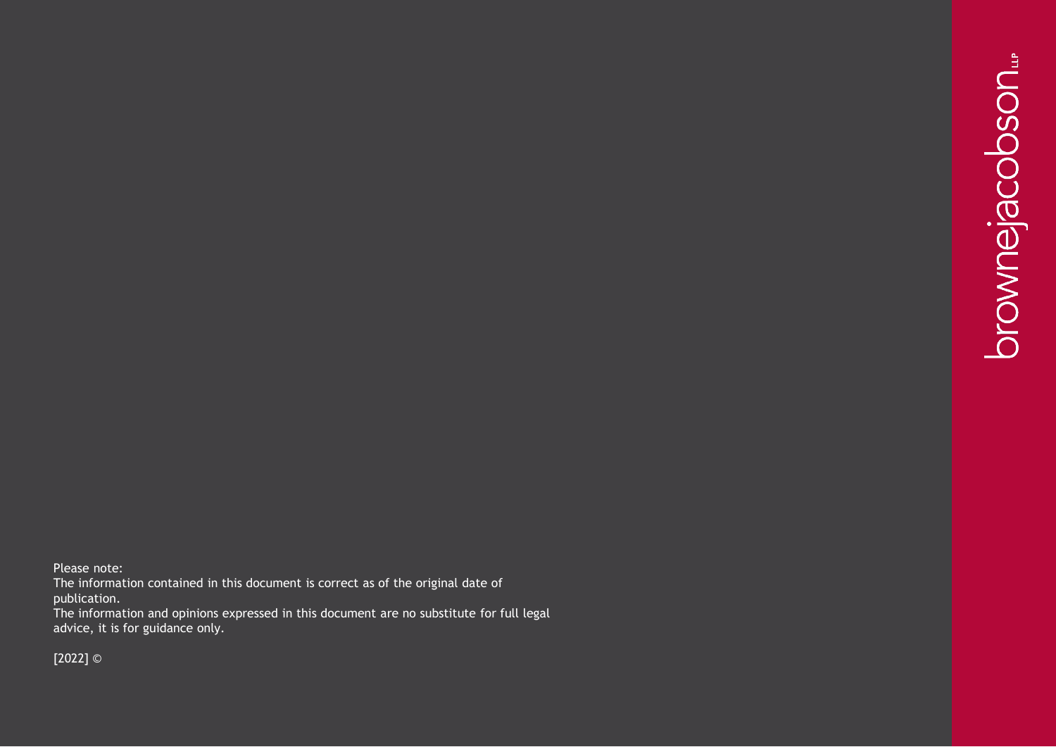Please note:
The information contained in this document is correct as of the original date of publication.
The information and opinions expressed in this document are no substitute for full legal advice, it is for guidance only.

[2022] ©

brownejacobson LLP